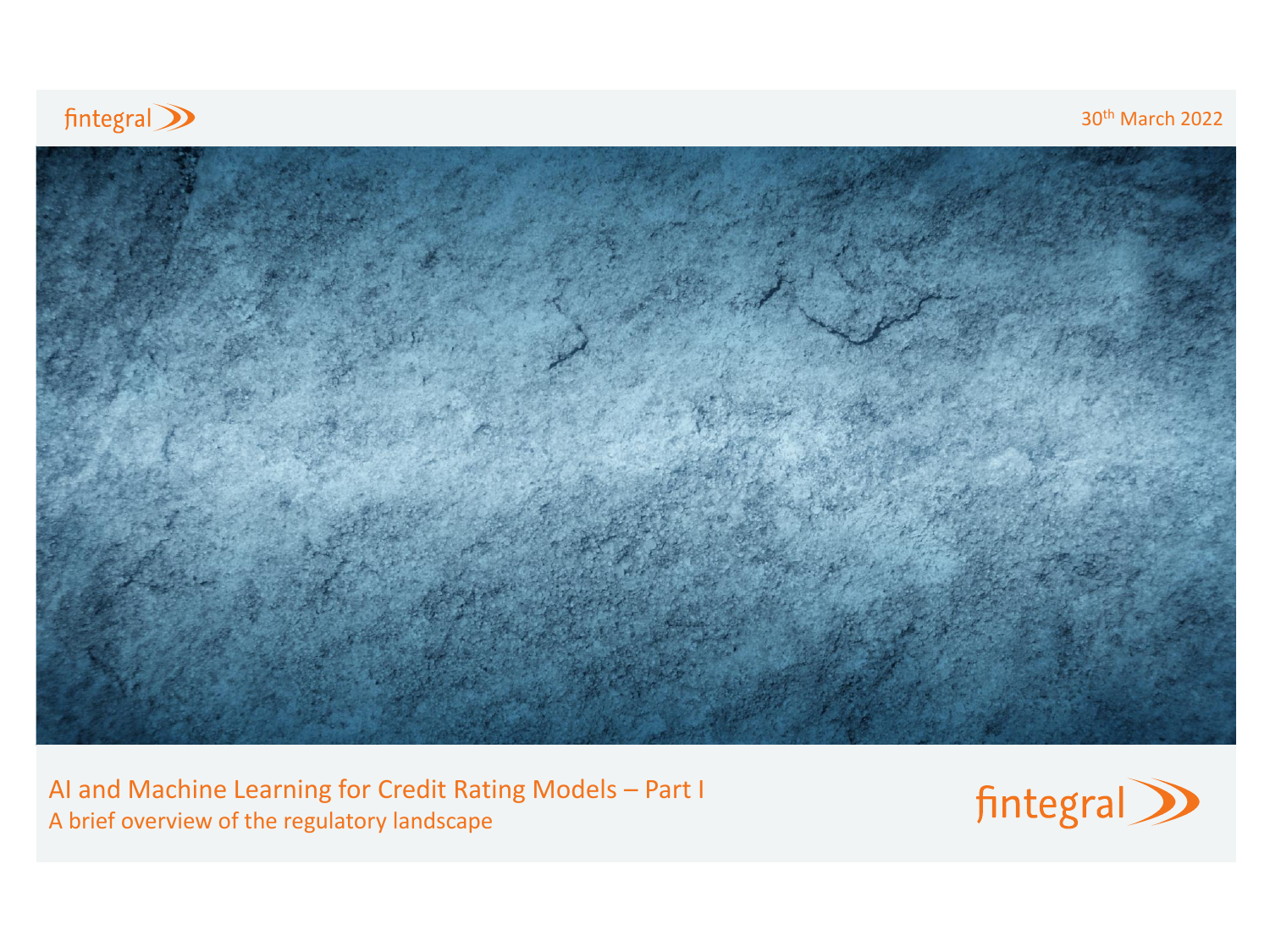fintegral

30th March 2022

# AI and Machine Learning for Credit Rating Models – Part I

## A brief overview of the regulatory landscape

fintegral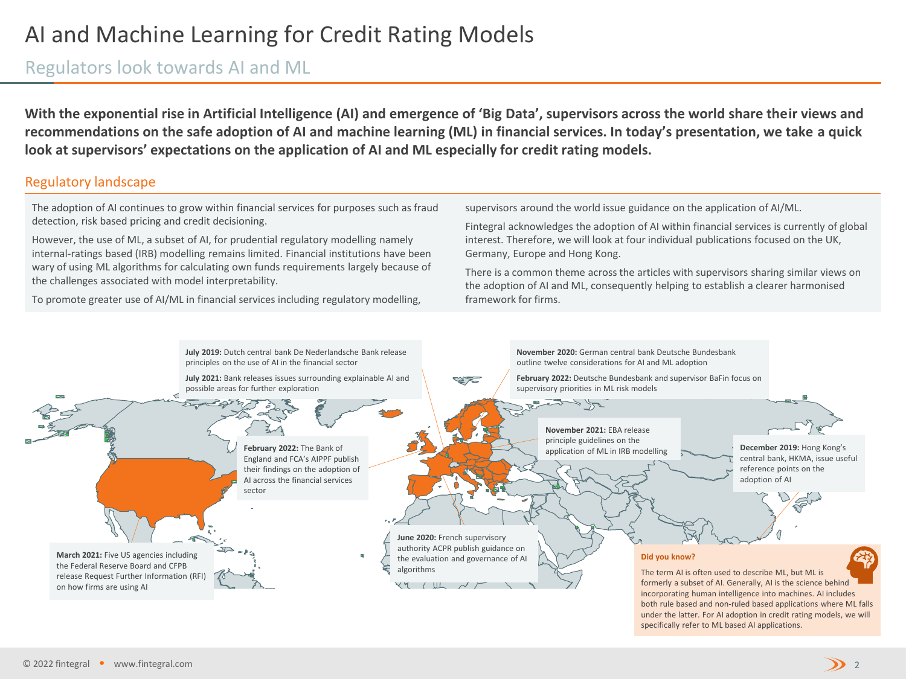# AI and Machine Learning for Credit Rating Models

## Regulators look towards AI and ML

**With the exponential rise in Artificial Intelligence (AI) and emergence of 'Big Data', supervisors across the world share their views and recommendations on the safe adoption of AI and machine learning (ML) in financial services. In today's presentation, we take a quick look at supervisors' expectations on the application of AI and ML especially for credit rating models.**

### Regulatory landscape

The adoption of AI continues to grow within financial services for purposes such as fraud detection, risk based pricing and credit decisioning.

However, the use of ML, a subset of AI, for prudential regulatory modelling namely internal-ratings based (IRB) modelling remains limited. Financial institutions have been wary of using ML algorithms for calculating own funds requirements largely because of the challenges associated with model interpretability.

To promote greater use of AI/ML in financial services including regulatory modelling, supervisors around the world issue guidance on the application of AI/ML.

Fintegral acknowledges the adoption of AI within financial services is currently of global interest. Therefore, we will look at four individual publications focused on the UK, Germany, Europe and Hong Kong.

There is a common theme across the articles with supervisors sharing similar views on the adoption of AI and ML, consequently helping to establish a clearer harmonised framework for firms.

**July 2019:** Dutch central bank De Nederlandsche Bank release principles on the use of AI in the financial sector

**July 2021:** Bank releases issues surrounding explainable AI and possible areas for further exploration

**November 2020:** German central bank Deutsche Bundesbank outline twelve considerations for AI and ML adoption

**February 2022:** Deutsche Bundesbank and supervisor BaFin focus on supervisory priorities in ML risk models

**February 2022:** The Bank of England and FCA's AIPPF publish their findings on the adoption of AI across the financial services sector

**November 2021:** EBA release principle guidelines on the application of ML in IRB modelling

**December 2019:** Hong Kong's central bank, HKMA, issue useful reference points on the adoption of AI

**March 2021:** Five US agencies including the Federal Reserve Board and CFPB release Request Further Information (RFI) on how firms are using AI

**June 2020:** French supervisory authority ACPR publish guidance on the evaluation and governance of AI algorithms

**Did you know?**

The term AI is often used to describe ML, but ML is formerly a subset of AI. Generally, AI is the science behind incorporating human intelligence into machines. AI includes both rule based and non-ruled based applications where ML falls under the latter. For AI adoption in credit rating models, we will specifically refer to ML based AI applications.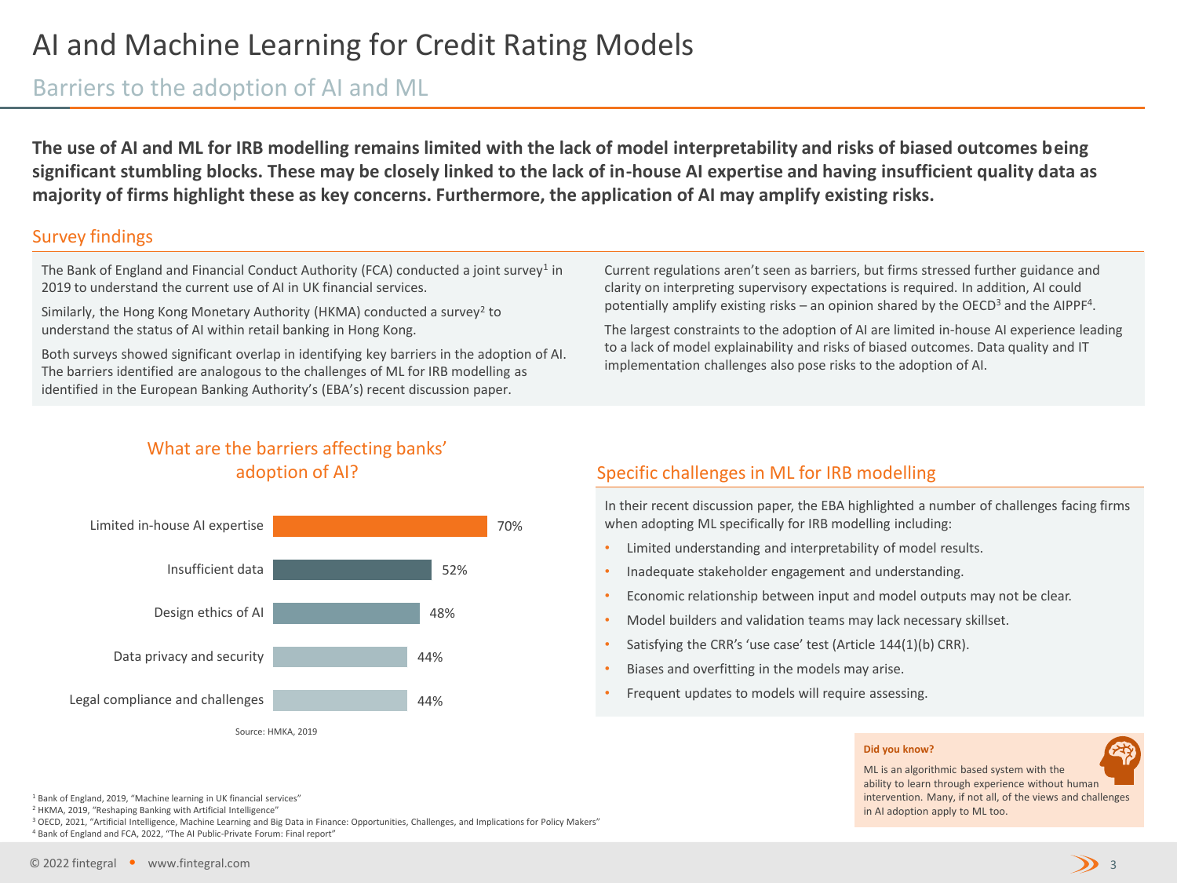# AI and Machine Learning for Credit Rating Models

## Barriers to the adoption of AI and ML

**The use of AI and ML for IRB modelling remains limited with the lack of model interpretability and risks of biased outcomes being significant stumbling blocks. These may be closely linked to the lack of in-house AI expertise and having insufficient quality data as majority of firms highlight these as key concerns. Furthermore, the application of AI may amplify existing risks.**

### Survey findings

The Bank of England and Financial Conduct Authority (FCA) conducted a joint survey[1] in 2019 to understand the current use of AI in UK financial services.

Similarly, the Hong Kong Monetary Authority (HKMA) conducted a survey[2] to understand the status of AI within retail banking in Hong Kong.

Both surveys showed significant overlap in identifying key barriers in the adoption of AI. The barriers identified are analogous to the challenges of ML for IRB modelling as identified in the European Banking Authority's (EBA's) recent discussion paper.

Current regulations aren't seen as barriers, but firms stressed further guidance and clarity on interpreting supervisory expectations is required. In addition, AI could potentially amplify existing risks – an opinion shared by the OECD[3] and the AIPPF[4].

The largest constraints to the adoption of AI are limited in-house AI experience leading to a lack of model explainability and risks of biased outcomes. Data quality and IT implementation challenges also pose risks to the adoption of AI.

### What are the barriers affecting banks' adoption of AI?

| Barrier | % |
|---|---|
| Limited in-house AI expertise | 70% |
| Insufficient data | 52% |
| Design ethics of AI | 48% |
| Data privacy and security | 44% |
| Legal compliance and challenges | 44% |

Source: HMKA, 2019

### Specific challenges in ML for IRB modelling

In their recent discussion paper, the EBA highlighted a number of challenges facing firms when adopting ML specifically for IRB modelling including:

- Limited understanding and interpretability of model results.
- Inadequate stakeholder engagement and understanding.
- Economic relationship between input and model outputs may not be clear.
- Model builders and validation teams may lack necessary skillset.
- Satisfying the CRR's 'use case' test (Article 144(1)(b) CRR).
- Biases and overfitting in the models may arise.
- Frequent updates to models will require assessing.

**Did you know?**

ML is an algorithmic based system with the ability to learn through experience without human intervention. Many, if not all, of the views and challenges in AI adoption apply to ML too.

[1] Bank of England, 2019, "Machine learning in UK financial services"
[2] HKMA, 2019, "Reshaping Banking with Artificial Intelligence"
[3] OECD, 2021, "Artificial Intelligence, Machine Learning and Big Data in Finance: Opportunities, Challenges, and Implications for Policy Makers"
[4] Bank of England and FCA, 2022, "The AI Public-Private Forum: Final report"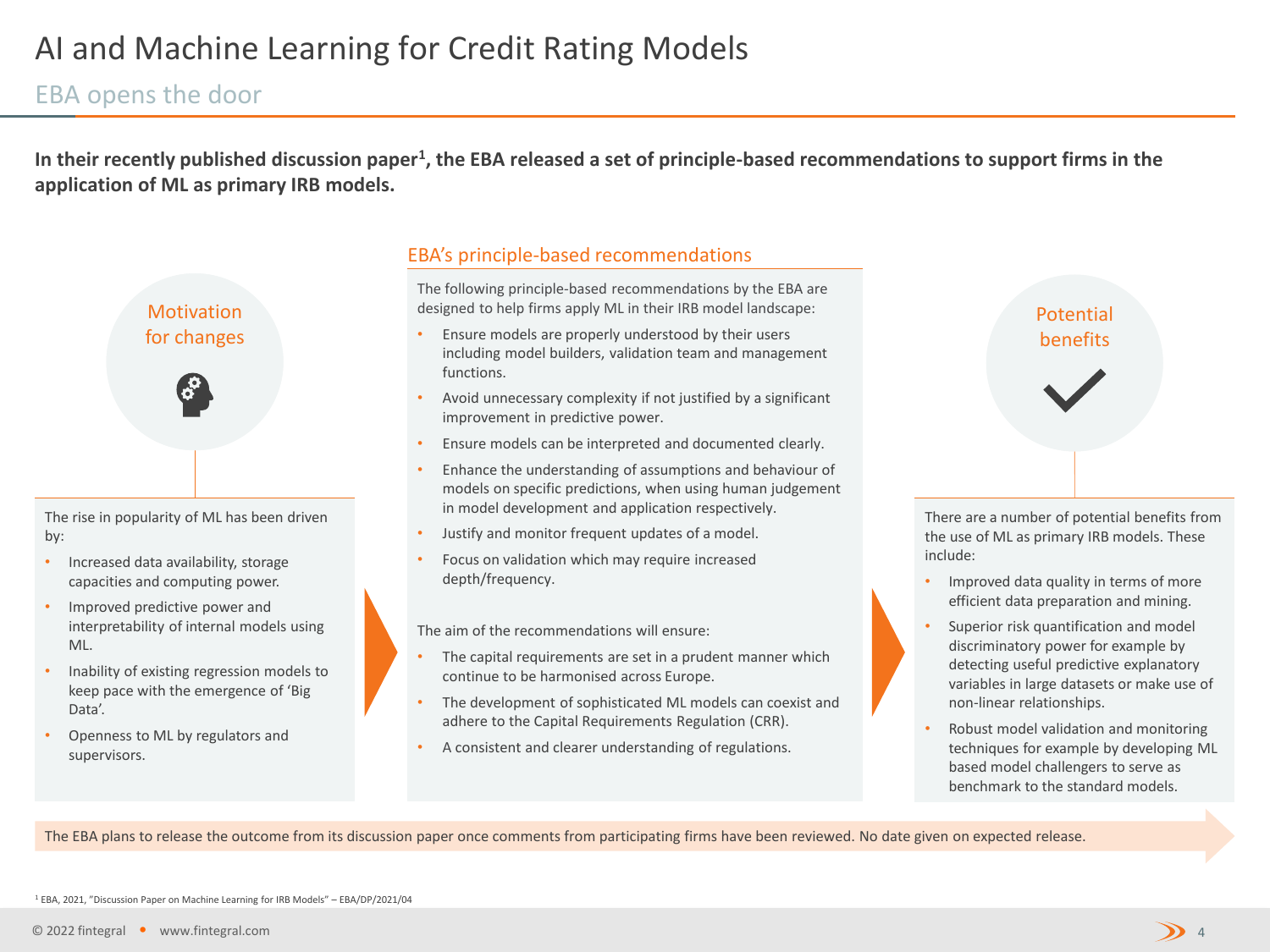# AI and Machine Learning for Credit Rating Models

## EBA opens the door

**In their recently published discussion paper[1], the EBA released a set of principle-based recommendations to support firms in the application of ML as primary IRB models.**

### Motivation for changes

The rise in popularity of ML has been driven by:

- Increased data availability, storage capacities and computing power.
- Improved predictive power and interpretability of internal models using ML.
- Inability of existing regression models to keep pace with the emergence of 'Big Data'.
- Openness to ML by regulators and supervisors.

### EBA's principle-based recommendations

The following principle-based recommendations by the EBA are designed to help firms apply ML in their IRB model landscape:

- Ensure models are properly understood by their users including model builders, validation team and management functions.
- Avoid unnecessary complexity if not justified by a significant improvement in predictive power.
- Ensure models can be interpreted and documented clearly.
- Enhance the understanding of assumptions and behaviour of models on specific predictions, when using human judgement in model development and application respectively.
- Justify and monitor frequent updates of a model.
- Focus on validation which may require increased depth/frequency.

The aim of the recommendations will ensure:

- The capital requirements are set in a prudent manner which continue to be harmonised across Europe.
- The development of sophisticated ML models can coexist and adhere to the Capital Requirements Regulation (CRR).
- A consistent and clearer understanding of regulations.

### Potential benefits

There are a number of potential benefits from the use of ML as primary IRB models. These include:

- Improved data quality in terms of more efficient data preparation and mining.
- Superior risk quantification and model discriminatory power for example by detecting useful predictive explanatory variables in large datasets or make use of non-linear relationships.
- Robust model validation and monitoring techniques for example by developing ML based model challengers to serve as benchmark to the standard models.

The EBA plans to release the outcome from its discussion paper once comments from participating firms have been reviewed. No date given on expected release.

[1] EBA, 2021, "Discussion Paper on Machine Learning for IRB Models" – EBA/DP/2021/04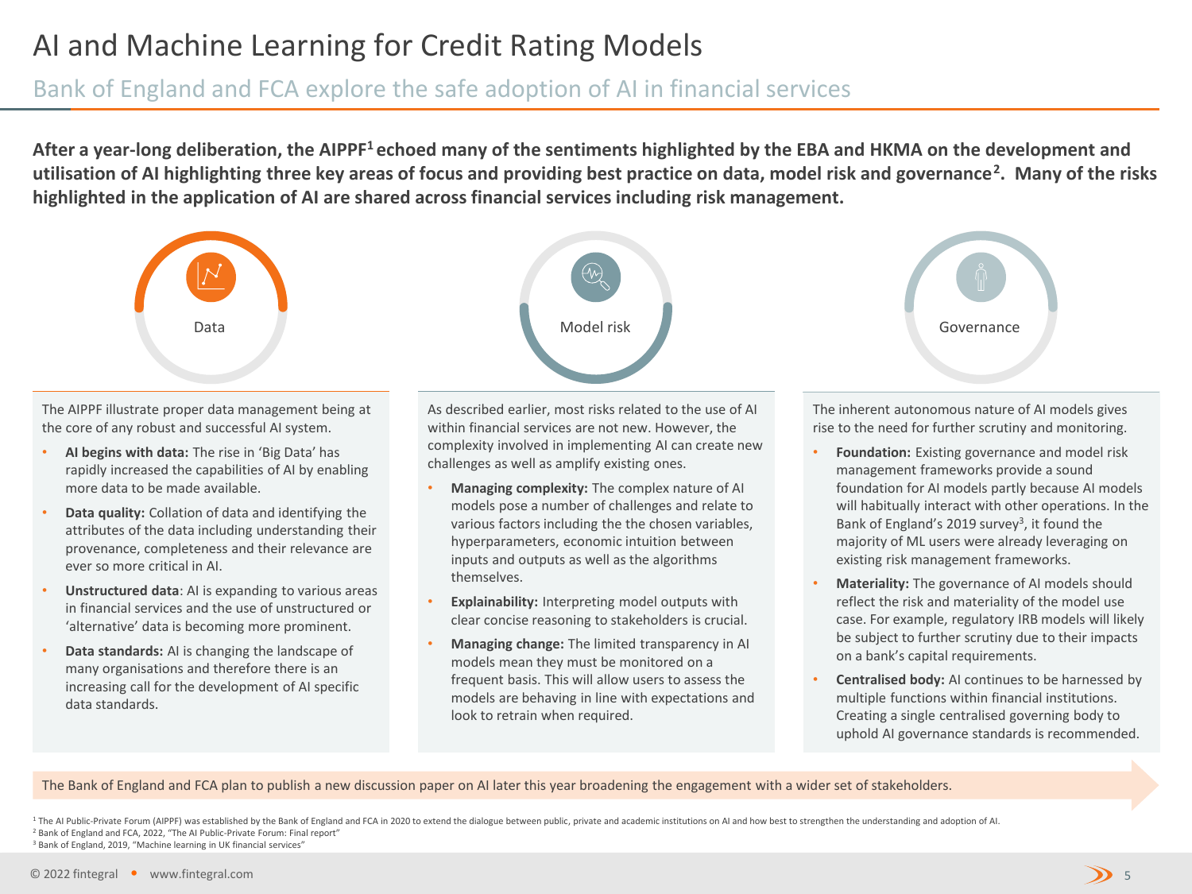# AI and Machine Learning for Credit Rating Models

## Bank of England and FCA explore the safe adoption of AI in financial services

**After a year-long deliberation, the AIPPF[1] echoed many of the sentiments highlighted by the EBA and HKMA on the development and utilisation of AI highlighting three key areas of focus and providing best practice on data, model risk and governance[2]. Many of the risks highlighted in the application of AI are shared across financial services including risk management.**

### Data

The AIPPF illustrate proper data management being at the core of any robust and successful AI system.

- **AI begins with data:** The rise in 'Big Data' has rapidly increased the capabilities of AI by enabling more data to be made available.
- **Data quality:** Collation of data and identifying the attributes of the data including understanding their provenance, completeness and their relevance are ever so more critical in AI.
- **Unstructured data**: AI is expanding to various areas in financial services and the use of unstructured or 'alternative' data is becoming more prominent.
- **Data standards:** AI is changing the landscape of many organisations and therefore there is an increasing call for the development of AI specific data standards.

### Model risk

As described earlier, most risks related to the use of AI within financial services are not new. However, the complexity involved in implementing AI can create new challenges as well as amplify existing ones.

- **Managing complexity:** The complex nature of AI models pose a number of challenges and relate to various factors including the the chosen variables, hyperparameters, economic intuition between inputs and outputs as well as the algorithms themselves.
- **Explainability:** Interpreting model outputs with clear concise reasoning to stakeholders is crucial.
- **Managing change:** The limited transparency in AI models mean they must be monitored on a frequent basis. This will allow users to assess the models are behaving in line with expectations and look to retrain when required.

### Governance

The inherent autonomous nature of AI models gives rise to the need for further scrutiny and monitoring.

- **Foundation:** Existing governance and model risk management frameworks provide a sound foundation for AI models partly because AI models will habitually interact with other operations. In the Bank of England's 2019 survey[3], it found the majority of ML users were already leveraging on existing risk management frameworks.
- **Materiality:** The governance of AI models should reflect the risk and materiality of the model use case. For example, regulatory IRB models will likely be subject to further scrutiny due to their impacts on a bank's capital requirements.
- **Centralised body:** AI continues to be harnessed by multiple functions within financial institutions. Creating a single centralised governing body to uphold AI governance standards is recommended.

The Bank of England and FCA plan to publish a new discussion paper on AI later this year broadening the engagement with a wider set of stakeholders.

[1] The AI Public-Private Forum (AIPPF) was established by the Bank of England and FCA in 2020 to extend the dialogue between public, private and academic institutions on AI and how best to strengthen the understanding and adoption of AI.
[2] Bank of England and FCA, 2022, "The AI Public-Private Forum: Final report"
[3] Bank of England, 2019, "Machine learning in UK financial services"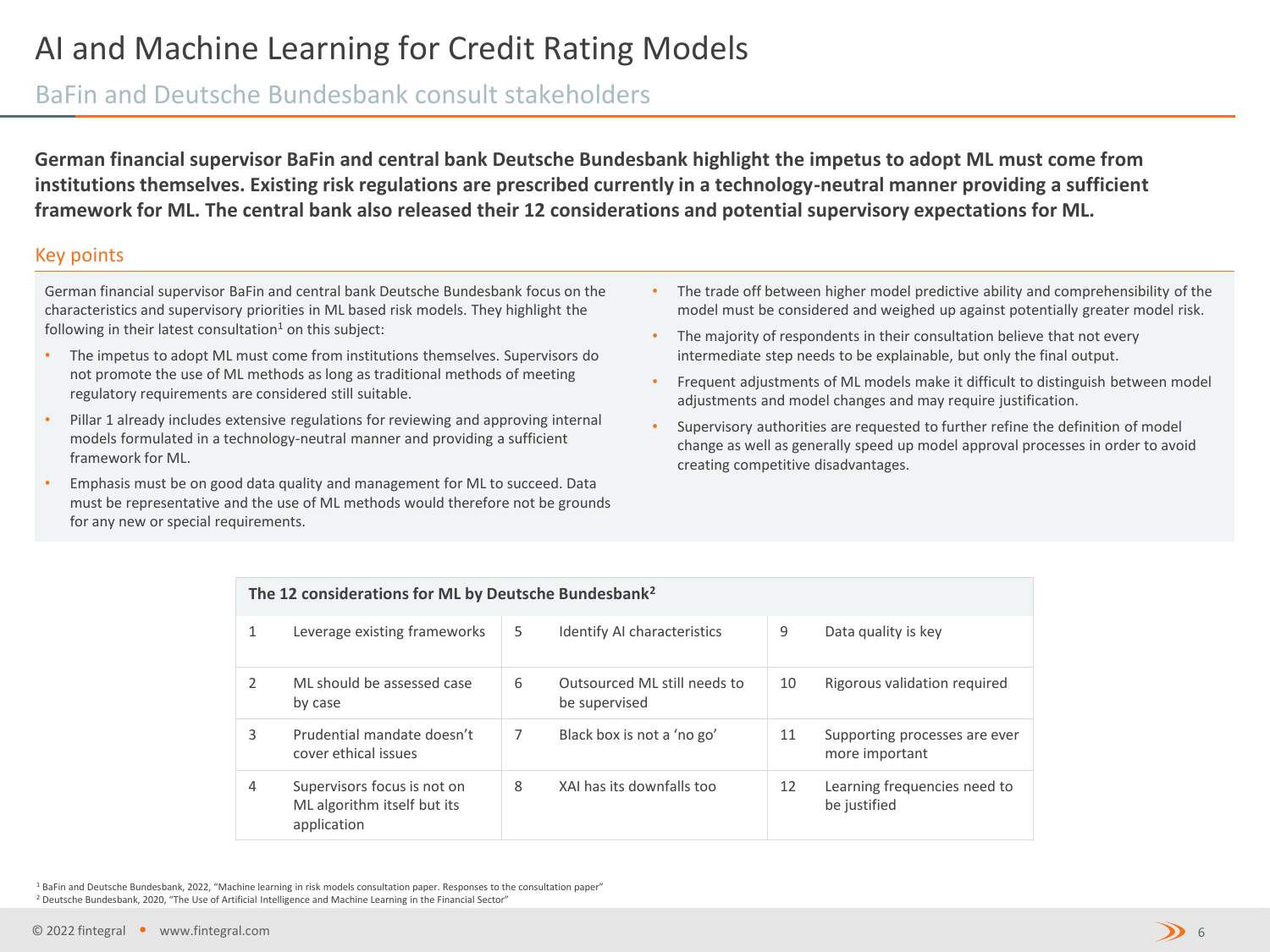# AI and Machine Learning for Credit Rating Models

## BaFin and Deutsche Bundesbank consult stakeholders

**German financial supervisor BaFin and central bank Deutsche Bundesbank highlight the impetus to adopt ML must come from institutions themselves. Existing risk regulations are prescribed currently in a technology-neutral manner providing a sufficient framework for ML. The central bank also released their 12 considerations and potential supervisory expectations for ML.**

### Key points

German financial supervisor BaFin and central bank Deutsche Bundesbank focus on the characteristics and supervisory priorities in ML based risk models. They highlight the following in their latest consultation[1] on this subject:

- The impetus to adopt ML must come from institutions themselves. Supervisors do not promote the use of ML methods as long as traditional methods of meeting regulatory requirements are considered still suitable.
- Pillar 1 already includes extensive regulations for reviewing and approving internal models formulated in a technology-neutral manner and providing a sufficient framework for ML.
- Emphasis must be on good data quality and management for ML to succeed. Data must be representative and the use of ML methods would therefore not be grounds for any new or special requirements.
- The trade off between higher model predictive ability and comprehensibility of the model must be considered and weighed up against potentially greater model risk.
- The majority of respondents in their consultation believe that not every intermediate step needs to be explainable, but only the final output.
- Frequent adjustments of ML models make it difficult to distinguish between model adjustments and model changes and may require justification.
- Supervisory authorities are requested to further refine the definition of model change as well as generally speed up model approval processes in order to avoid creating competitive disadvantages.

**The 12 considerations for ML by Deutsche Bundesbank[2]**

| # | Consideration | # | Consideration | # | Consideration |
|---|---|---|---|---|---|
| 1 | Leverage existing frameworks | 5 | Identify AI characteristics | 9 | Data quality is key |
| 2 | ML should be assessed case by case | 6 | Outsourced ML still needs to be supervised | 10 | Rigorous validation required |
| 3 | Prudential mandate doesn't cover ethical issues | 7 | Black box is not a 'no go' | 11 | Supporting processes are ever more important |
| 4 | Supervisors focus is not on ML algorithm itself but its application | 8 | XAI has its downfalls too | 12 | Learning frequencies need to be justified |

[1] BaFin and Deutsche Bundesbank, 2022, "Machine learning in risk models consultation paper. Responses to the consultation paper"
[2] Deutsche Bundesbank, 2020, "The Use of Artificial Intelligence and Machine Learning in the Financial Sector"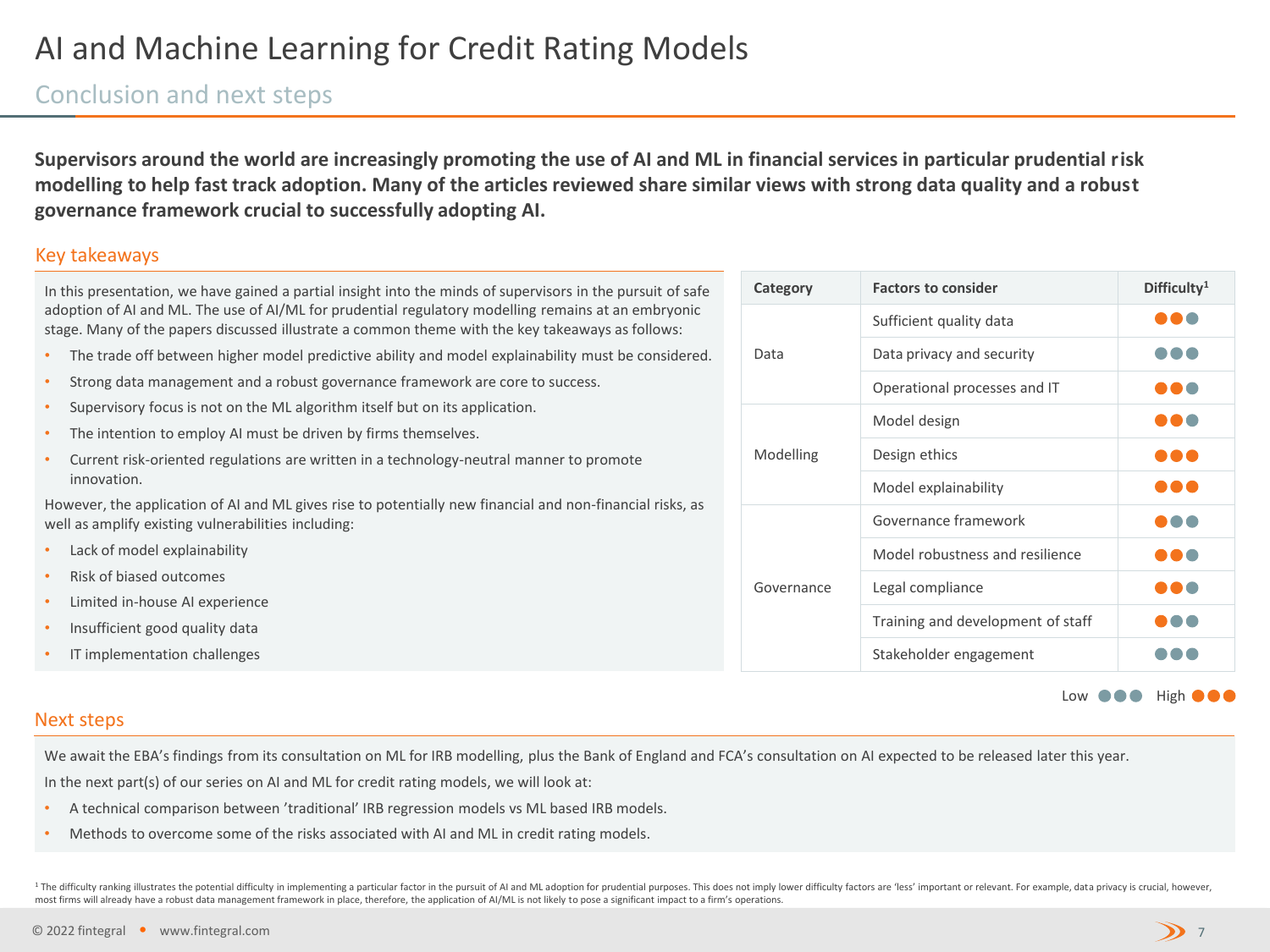# AI and Machine Learning for Credit Rating Models

## Conclusion and next steps

**Supervisors around the world are increasingly promoting the use of AI and ML in financial services in particular prudential risk modelling to help fast track adoption. Many of the articles reviewed share similar views with strong data quality and a robust governance framework crucial to successfully adopting AI.**

### Key takeaways

In this presentation, we have gained a partial insight into the minds of supervisors in the pursuit of safe adoption of AI and ML. The use of AI/ML for prudential regulatory modelling remains at an embryonic stage. Many of the papers discussed illustrate a common theme with the key takeaways as follows:

- The trade off between higher model predictive ability and model explainability must be considered.
- Strong data management and a robust governance framework are core to success.
- Supervisory focus is not on the ML algorithm itself but on its application.
- The intention to employ AI must be driven by firms themselves.
- Current risk-oriented regulations are written in a technology-neutral manner to promote innovation.

However, the application of AI and ML gives rise to potentially new financial and non-financial risks, as well as amplify existing vulnerabilities including:

- Lack of model explainability
- Risk of biased outcomes
- Limited in-house AI experience
- Insufficient good quality data
- IT implementation challenges

| Category | Factors to consider | Difficulty[1] |
|---|---|---|
| Data | Sufficient quality data | ●●○ |
| | Data privacy and security | ○○○ |
| | Operational processes and IT | ●●○ |
| Modelling | Model design | ●●○ |
| | Design ethics | ●●● |
| | Model explainability | ●●● |
| Governance | Governance framework | ●○○ |
| | Model robustness and resilience | ●●○ |
| | Legal compliance | ●●○ |
| | Training and development of staff | ●○○ |
| | Stakeholder engagement | ○○○ |

Low ○○○ High ●●●

### Next steps

We await the EBA's findings from its consultation on ML for IRB modelling, plus the Bank of England and FCA's consultation on AI expected to be released later this year.

In the next part(s) of our series on AI and ML for credit rating models, we will look at:

- A technical comparison between 'traditional' IRB regression models vs ML based IRB models.
- Methods to overcome some of the risks associated with AI and ML in credit rating models.

[1] The difficulty ranking illustrates the potential difficulty in implementing a particular factor in the pursuit of AI and ML adoption for prudential purposes. This does not imply lower difficulty factors are 'less' important or relevant. For example, data privacy is crucial, however, most firms will already have a robust data management framework in place, therefore, the application of AI/ML is not likely to pose a significant impact to a firm's operations.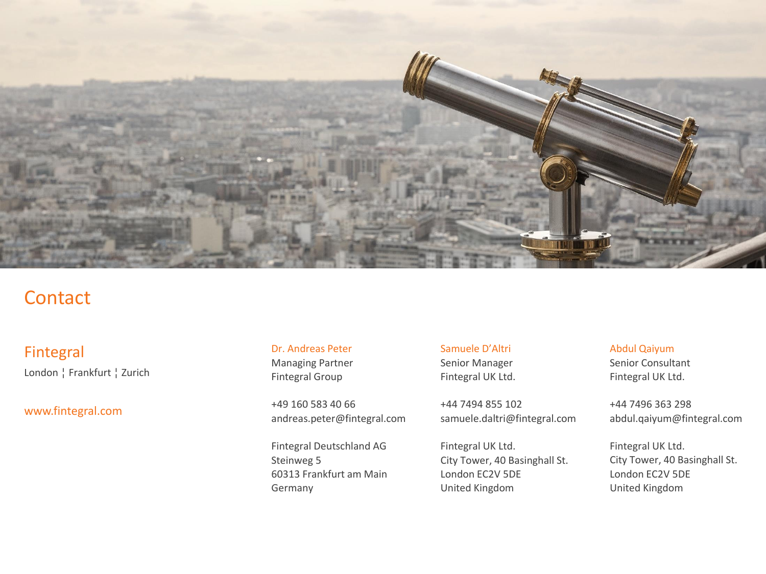# Contact

## Fintegral

London ¦ Frankfurt ¦ Zurich

www.fintegral.com

**Dr. Andreas Peter**
Managing Partner
Fintegral Group

+49 160 583 40 66
andreas.peter@fintegral.com

Fintegral Deutschland AG
Steinweg 5
60313 Frankfurt am Main
Germany

**Samuele D'Altri**
Senior Manager
Fintegral UK Ltd.

+44 7494 855 102
samuele.daltri@fintegral.com

Fintegral UK Ltd.
City Tower, 40 Basinghall St.
London EC2V 5DE
United Kingdom

**Abdul Qaiyum**
Senior Consultant
Fintegral UK Ltd.

+44 7496 363 298
abdul.qaiyum@fintegral.com

Fintegral UK Ltd.
City Tower, 40 Basinghall St.
London EC2V 5DE
United Kingdom